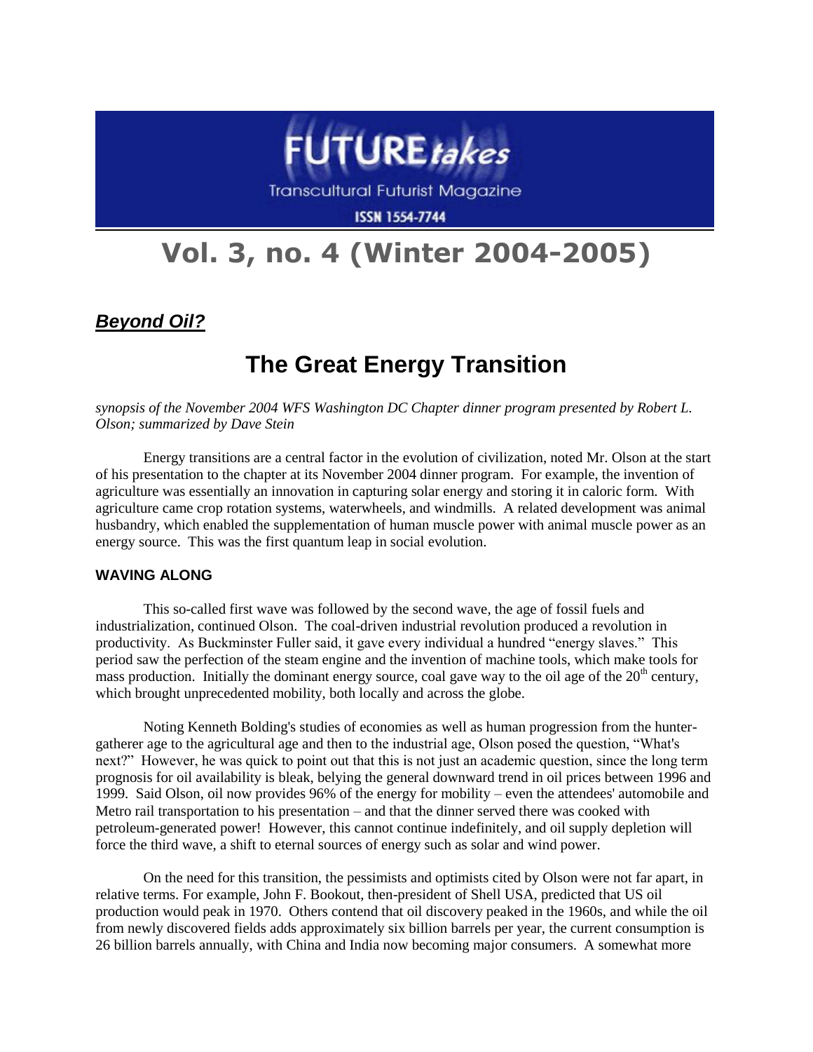# FUTURE*takes*

Transcultural Futurist Magazine

ISSN 1554-7744

# Vol. 3, no. 4 (Winter 2004-2005)

***Beyond Oil?***

## The Great Energy Transition

*synopsis of the November 2004 WFS Washington DC Chapter dinner program presented by Robert L. Olson; summarized by Dave Stein*

Energy transitions are a central factor in the evolution of civilization, noted Mr. Olson at the start of his presentation to the chapter at its November 2004 dinner program. For example, the invention of agriculture was essentially an innovation in capturing solar energy and storing it in caloric form. With agriculture came crop rotation systems, waterwheels, and windmills. A related development was animal husbandry, which enabled the supplementation of human muscle power with animal muscle power as an energy source. This was the first quantum leap in social evolution.

### WAVING ALONG

This so-called first wave was followed by the second wave, the age of fossil fuels and industrialization, continued Olson. The coal-driven industrial revolution produced a revolution in productivity. As Buckminster Fuller said, it gave every individual a hundred "energy slaves." This period saw the perfection of the steam engine and the invention of machine tools, which make tools for mass production. Initially the dominant energy source, coal gave way to the oil age of the 20th century, which brought unprecedented mobility, both locally and across the globe.

Noting Kenneth Bolding's studies of economies as well as human progression from the hunter-gatherer age to the agricultural age and then to the industrial age, Olson posed the question, "What's next?" However, he was quick to point out that this is not just an academic question, since the long term prognosis for oil availability is bleak, belying the general downward trend in oil prices between 1996 and 1999. Said Olson, oil now provides 96% of the energy for mobility – even the attendees' automobile and Metro rail transportation to his presentation – and that the dinner served there was cooked with petroleum-generated power! However, this cannot continue indefinitely, and oil supply depletion will force the third wave, a shift to eternal sources of energy such as solar and wind power.

On the need for this transition, the pessimists and optimists cited by Olson were not far apart, in relative terms. For example, John F. Bookout, then-president of Shell USA, predicted that US oil production would peak in 1970. Others contend that oil discovery peaked in the 1960s, and while the oil from newly discovered fields adds approximately six billion barrels per year, the current consumption is 26 billion barrels annually, with China and India now becoming major consumers. A somewhat more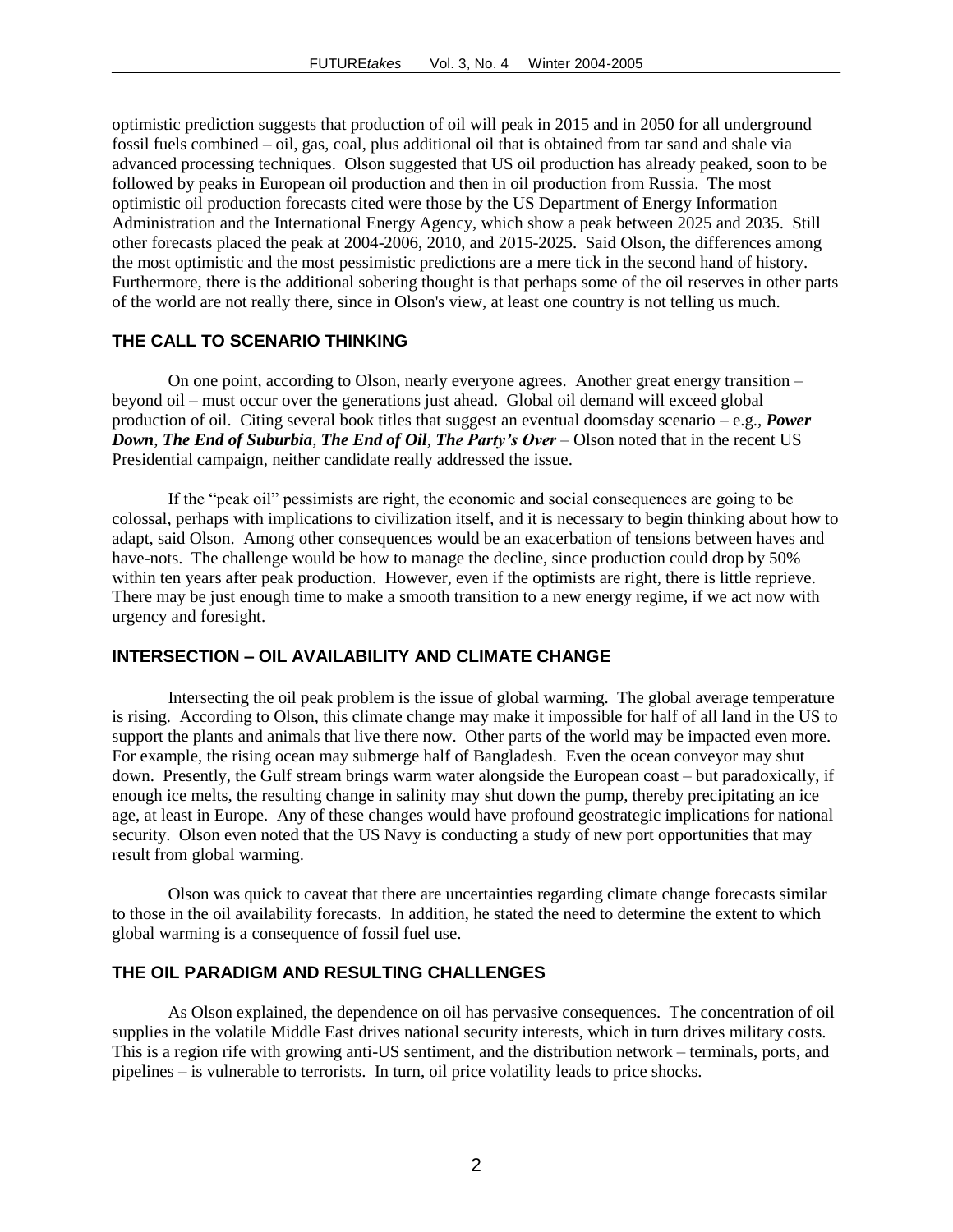optimistic prediction suggests that production of oil will peak in 2015 and in 2050 for all underground fossil fuels combined – oil, gas, coal, plus additional oil that is obtained from tar sand and shale via advanced processing techniques. Olson suggested that US oil production has already peaked, soon to be followed by peaks in European oil production and then in oil production from Russia. The most optimistic oil production forecasts cited were those by the US Department of Energy Information Administration and the International Energy Agency, which show a peak between 2025 and 2035. Still other forecasts placed the peak at 2004-2006, 2010, and 2015-2025. Said Olson, the differences among the most optimistic and the most pessimistic predictions are a mere tick in the second hand of history. Furthermore, there is the additional sobering thought is that perhaps some of the oil reserves in other parts of the world are not really there, since in Olson's view, at least one country is not telling us much.

## THE CALL TO SCENARIO THINKING

On one point, according to Olson, nearly everyone agrees. Another great energy transition – beyond oil – must occur over the generations just ahead. Global oil demand will exceed global production of oil. Citing several book titles that suggest an eventual doomsday scenario – e.g., ***Power Down***, ***The End of Suburbia***, ***The End of Oil***, ***The Party's Over*** – Olson noted that in the recent US Presidential campaign, neither candidate really addressed the issue.

If the "peak oil" pessimists are right, the economic and social consequences are going to be colossal, perhaps with implications to civilization itself, and it is necessary to begin thinking about how to adapt, said Olson. Among other consequences would be an exacerbation of tensions between haves and have-nots. The challenge would be how to manage the decline, since production could drop by 50% within ten years after peak production. However, even if the optimists are right, there is little reprieve. There may be just enough time to make a smooth transition to a new energy regime, if we act now with urgency and foresight.

## INTERSECTION – OIL AVAILABILITY AND CLIMATE CHANGE

Intersecting the oil peak problem is the issue of global warming. The global average temperature is rising. According to Olson, this climate change may make it impossible for half of all land in the US to support the plants and animals that live there now. Other parts of the world may be impacted even more. For example, the rising ocean may submerge half of Bangladesh. Even the ocean conveyor may shut down. Presently, the Gulf stream brings warm water alongside the European coast – but paradoxically, if enough ice melts, the resulting change in salinity may shut down the pump, thereby precipitating an ice age, at least in Europe. Any of these changes would have profound geostrategic implications for national security. Olson even noted that the US Navy is conducting a study of new port opportunities that may result from global warming.

Olson was quick to caveat that there are uncertainties regarding climate change forecasts similar to those in the oil availability forecasts. In addition, he stated the need to determine the extent to which global warming is a consequence of fossil fuel use.

## THE OIL PARADIGM AND RESULTING CHALLENGES

As Olson explained, the dependence on oil has pervasive consequences. The concentration of oil supplies in the volatile Middle East drives national security interests, which in turn drives military costs. This is a region rife with growing anti-US sentiment, and the distribution network – terminals, ports, and pipelines – is vulnerable to terrorists. In turn, oil price volatility leads to price shocks.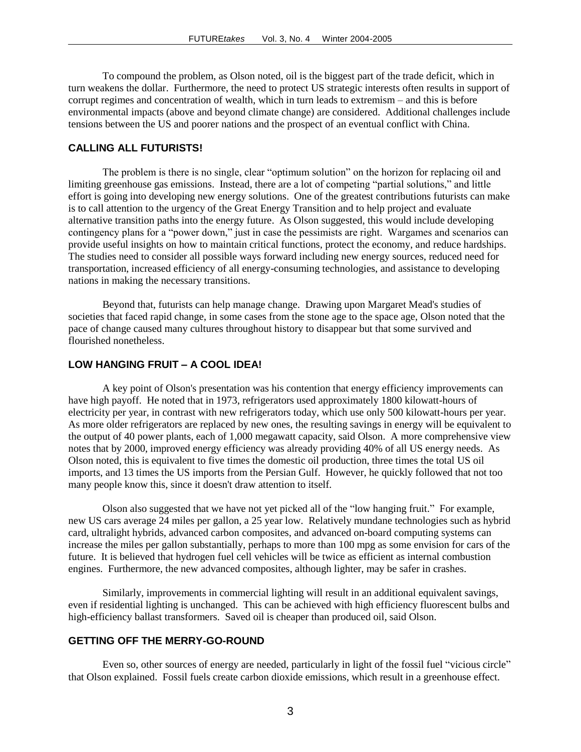To compound the problem, as Olson noted, oil is the biggest part of the trade deficit, which in turn weakens the dollar. Furthermore, the need to protect US strategic interests often results in support of corrupt regimes and concentration of wealth, which in turn leads to extremism – and this is before environmental impacts (above and beyond climate change) are considered. Additional challenges include tensions between the US and poorer nations and the prospect of an eventual conflict with China.

## CALLING ALL FUTURISTS!

The problem is there is no single, clear "optimum solution" on the horizon for replacing oil and limiting greenhouse gas emissions. Instead, there are a lot of competing "partial solutions," and little effort is going into developing new energy solutions. One of the greatest contributions futurists can make is to call attention to the urgency of the Great Energy Transition and to help project and evaluate alternative transition paths into the energy future. As Olson suggested, this would include developing contingency plans for a "power down," just in case the pessimists are right. Wargames and scenarios can provide useful insights on how to maintain critical functions, protect the economy, and reduce hardships. The studies need to consider all possible ways forward including new energy sources, reduced need for transportation, increased efficiency of all energy-consuming technologies, and assistance to developing nations in making the necessary transitions.

Beyond that, futurists can help manage change. Drawing upon Margaret Mead's studies of societies that faced rapid change, in some cases from the stone age to the space age, Olson noted that the pace of change caused many cultures throughout history to disappear but that some survived and flourished nonetheless.

## LOW HANGING FRUIT – A COOL IDEA!

A key point of Olson's presentation was his contention that energy efficiency improvements can have high payoff. He noted that in 1973, refrigerators used approximately 1800 kilowatt-hours of electricity per year, in contrast with new refrigerators today, which use only 500 kilowatt-hours per year. As more older refrigerators are replaced by new ones, the resulting savings in energy will be equivalent to the output of 40 power plants, each of 1,000 megawatt capacity, said Olson. A more comprehensive view notes that by 2000, improved energy efficiency was already providing 40% of all US energy needs. As Olson noted, this is equivalent to five times the domestic oil production, three times the total US oil imports, and 13 times the US imports from the Persian Gulf. However, he quickly followed that not too many people know this, since it doesn't draw attention to itself.

Olson also suggested that we have not yet picked all of the "low hanging fruit." For example, new US cars average 24 miles per gallon, a 25 year low. Relatively mundane technologies such as hybrid card, ultralight hybrids, advanced carbon composites, and advanced on-board computing systems can increase the miles per gallon substantially, perhaps to more than 100 mpg as some envision for cars of the future. It is believed that hydrogen fuel cell vehicles will be twice as efficient as internal combustion engines. Furthermore, the new advanced composites, although lighter, may be safer in crashes.

Similarly, improvements in commercial lighting will result in an additional equivalent savings, even if residential lighting is unchanged. This can be achieved with high efficiency fluorescent bulbs and high-efficiency ballast transformers. Saved oil is cheaper than produced oil, said Olson.

## GETTING OFF THE MERRY-GO-ROUND

Even so, other sources of energy are needed, particularly in light of the fossil fuel "vicious circle" that Olson explained. Fossil fuels create carbon dioxide emissions, which result in a greenhouse effect.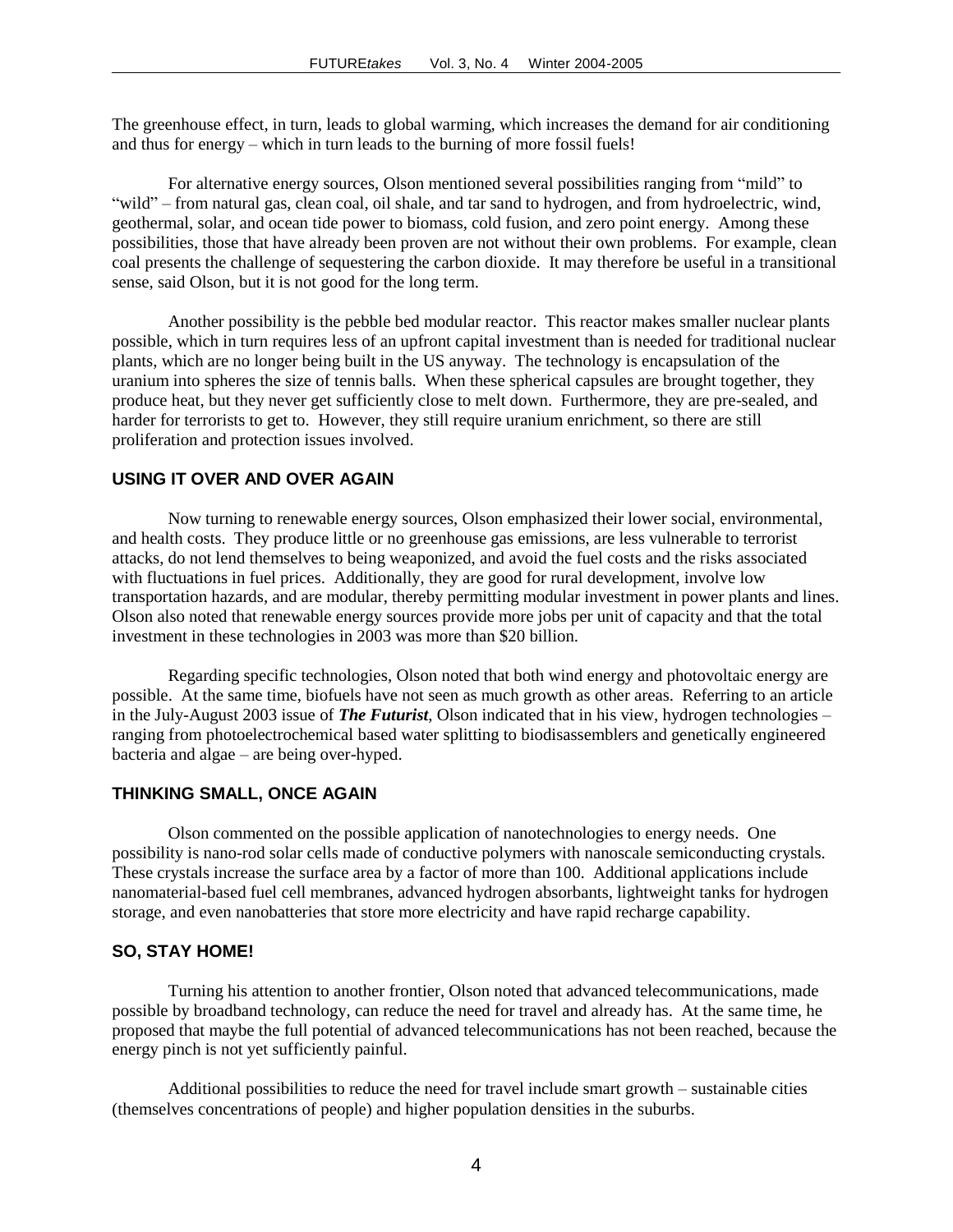The greenhouse effect, in turn, leads to global warming, which increases the demand for air conditioning and thus for energy – which in turn leads to the burning of more fossil fuels!

For alternative energy sources, Olson mentioned several possibilities ranging from "mild" to "wild" – from natural gas, clean coal, oil shale, and tar sand to hydrogen, and from hydroelectric, wind, geothermal, solar, and ocean tide power to biomass, cold fusion, and zero point energy. Among these possibilities, those that have already been proven are not without their own problems. For example, clean coal presents the challenge of sequestering the carbon dioxide. It may therefore be useful in a transitional sense, said Olson, but it is not good for the long term.

Another possibility is the pebble bed modular reactor. This reactor makes smaller nuclear plants possible, which in turn requires less of an upfront capital investment than is needed for traditional nuclear plants, which are no longer being built in the US anyway. The technology is encapsulation of the uranium into spheres the size of tennis balls. When these spherical capsules are brought together, they produce heat, but they never get sufficiently close to melt down. Furthermore, they are pre-sealed, and harder for terrorists to get to. However, they still require uranium enrichment, so there are still proliferation and protection issues involved.

### USING IT OVER AND OVER AGAIN

Now turning to renewable energy sources, Olson emphasized their lower social, environmental, and health costs. They produce little or no greenhouse gas emissions, are less vulnerable to terrorist attacks, do not lend themselves to being weaponized, and avoid the fuel costs and the risks associated with fluctuations in fuel prices. Additionally, they are good for rural development, involve low transportation hazards, and are modular, thereby permitting modular investment in power plants and lines. Olson also noted that renewable energy sources provide more jobs per unit of capacity and that the total investment in these technologies in 2003 was more than $20 billion.

Regarding specific technologies, Olson noted that both wind energy and photovoltaic energy are possible. At the same time, biofuels have not seen as much growth as other areas. Referring to an article in the July-August 2003 issue of ***The Futurist***, Olson indicated that in his view, hydrogen technologies – ranging from photoelectrochemical based water splitting to biodisassemblers and genetically engineered bacteria and algae – are being over-hyped.

### THINKING SMALL, ONCE AGAIN

Olson commented on the possible application of nanotechnologies to energy needs. One possibility is nano-rod solar cells made of conductive polymers with nanoscale semiconducting crystals. These crystals increase the surface area by a factor of more than 100. Additional applications include nanomaterial-based fuel cell membranes, advanced hydrogen absorbants, lightweight tanks for hydrogen storage, and even nanobatteries that store more electricity and have rapid recharge capability.

### SO, STAY HOME!

Turning his attention to another frontier, Olson noted that advanced telecommunications, made possible by broadband technology, can reduce the need for travel and already has. At the same time, he proposed that maybe the full potential of advanced telecommunications has not been reached, because the energy pinch is not yet sufficiently painful.

Additional possibilities to reduce the need for travel include smart growth – sustainable cities (themselves concentrations of people) and higher population densities in the suburbs.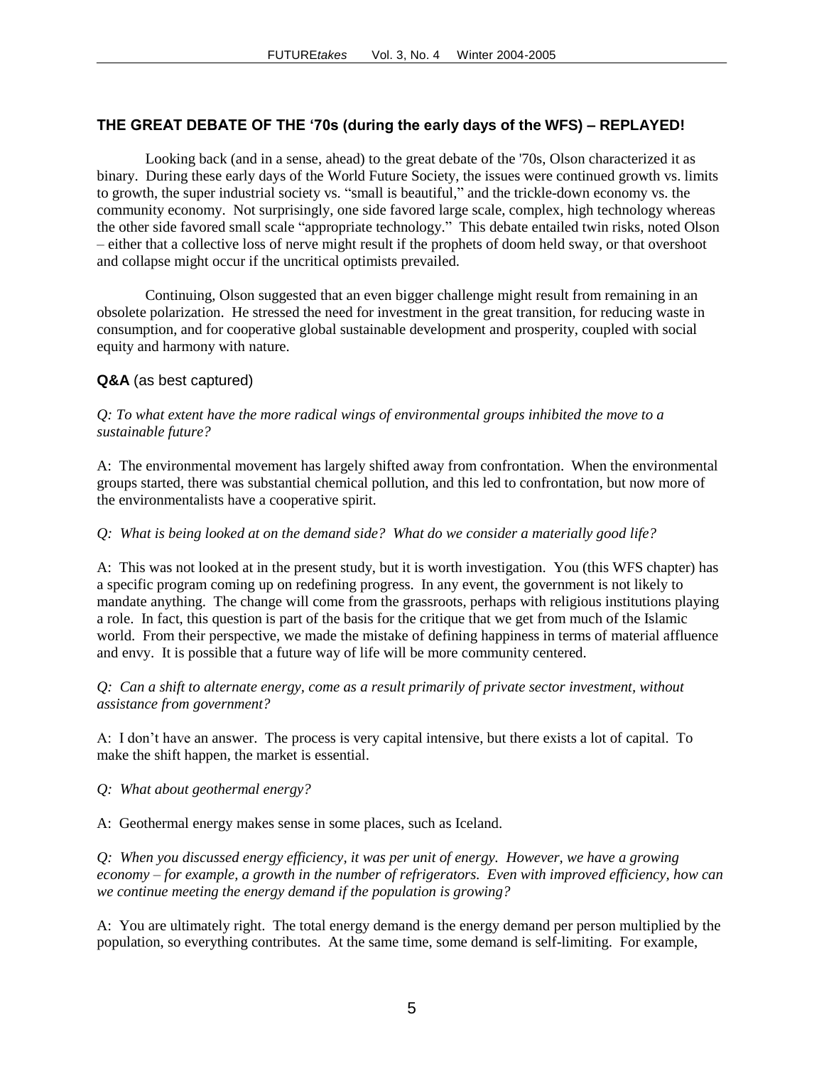### THE GREAT DEBATE OF THE '70s (during the early days of the WFS) – REPLAYED!

Looking back (and in a sense, ahead) to the great debate of the '70s, Olson characterized it as binary. During these early days of the World Future Society, the issues were continued growth vs. limits to growth, the super industrial society vs. "small is beautiful," and the trickle-down economy vs. the community economy. Not surprisingly, one side favored large scale, complex, high technology whereas the other side favored small scale "appropriate technology." This debate entailed twin risks, noted Olson – either that a collective loss of nerve might result if the prophets of doom held sway, or that overshoot and collapse might occur if the uncritical optimists prevailed.

Continuing, Olson suggested that an even bigger challenge might result from remaining in an obsolete polarization. He stressed the need for investment in the great transition, for reducing waste in consumption, and for cooperative global sustainable development and prosperity, coupled with social equity and harmony with nature.

### Q&A (as best captured)

*Q: To what extent have the more radical wings of environmental groups inhibited the move to a sustainable future?*

A: The environmental movement has largely shifted away from confrontation. When the environmental groups started, there was substantial chemical pollution, and this led to confrontation, but now more of the environmentalists have a cooperative spirit.

*Q: What is being looked at on the demand side? What do we consider a materially good life?*

A: This was not looked at in the present study, but it is worth investigation. You (this WFS chapter) has a specific program coming up on redefining progress. In any event, the government is not likely to mandate anything. The change will come from the grassroots, perhaps with religious institutions playing a role. In fact, this question is part of the basis for the critique that we get from much of the Islamic world. From their perspective, we made the mistake of defining happiness in terms of material affluence and envy. It is possible that a future way of life will be more community centered.

*Q: Can a shift to alternate energy, come as a result primarily of private sector investment, without assistance from government?*

A: I don't have an answer. The process is very capital intensive, but there exists a lot of capital. To make the shift happen, the market is essential.

*Q: What about geothermal energy?*

A: Geothermal energy makes sense in some places, such as Iceland.

*Q: When you discussed energy efficiency, it was per unit of energy. However, we have a growing economy – for example, a growth in the number of refrigerators. Even with improved efficiency, how can we continue meeting the energy demand if the population is growing?*

A: You are ultimately right. The total energy demand is the energy demand per person multiplied by the population, so everything contributes. At the same time, some demand is self-limiting. For example,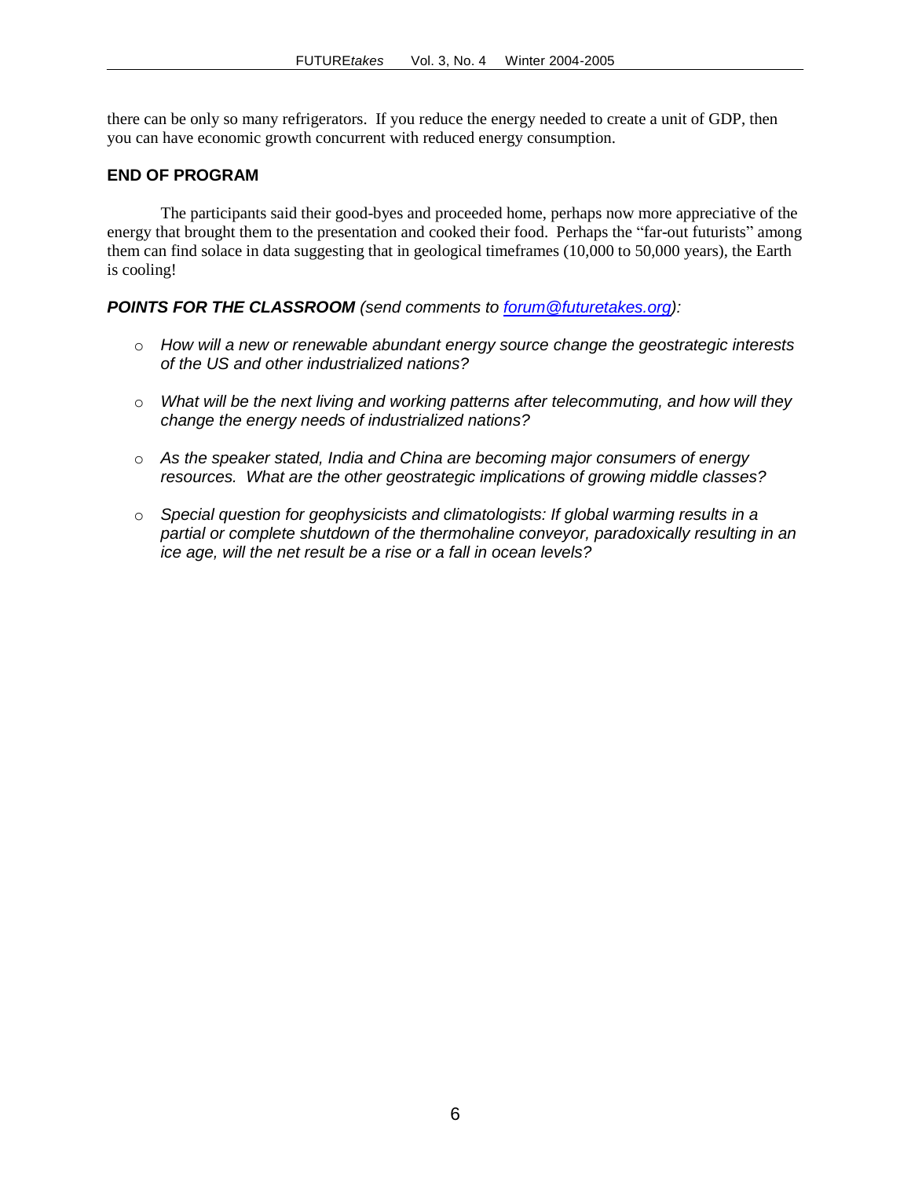there can be only so many refrigerators. If you reduce the energy needed to create a unit of GDP, then you can have economic growth concurrent with reduced energy consumption.

## END OF PROGRAM

The participants said their good-byes and proceeded home, perhaps now more appreciative of the energy that brought them to the presentation and cooked their food. Perhaps the "far-out futurists" among them can find solace in data suggesting that in geological timeframes (10,000 to 50,000 years), the Earth is cooling!

***POINTS FOR THE CLASSROOM*** *(send comments to [forum@futuretakes.org](mailto:forum@futuretakes.org)):*

- *How will a new or renewable abundant energy source change the geostrategic interests of the US and other industrialized nations?*
- *What will be the next living and working patterns after telecommuting, and how will they change the energy needs of industrialized nations?*
- *As the speaker stated, India and China are becoming major consumers of energy resources. What are the other geostrategic implications of growing middle classes?*
- *Special question for geophysicists and climatologists: If global warming results in a partial or complete shutdown of the thermohaline conveyor, paradoxically resulting in an ice age, will the net result be a rise or a fall in ocean levels?*